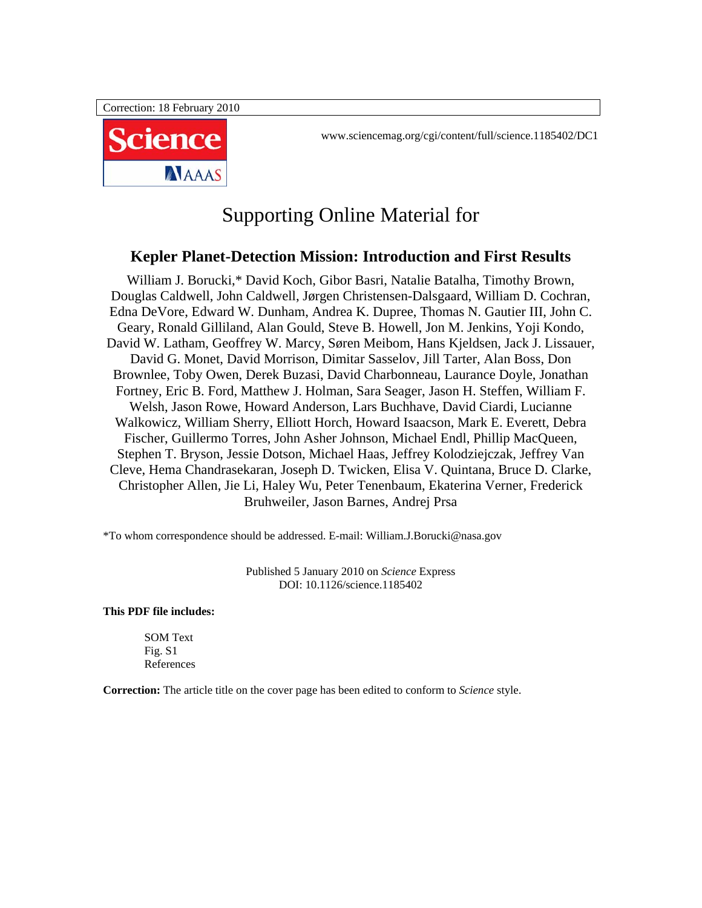Correction: 18 February 2010

**Science** AAAS

www.sciencemag.org/cgi/content/full/science.1185402/DC1

# Supporting Online Material for

## Kepler Planet-Detection Mission: Introduction and First Results

William J. Borucki,* David Koch, Gibor Basri, Natalie Batalha, Timothy Brown, Douglas Caldwell, John Caldwell, Jørgen Christensen-Dalsgaard, William D. Cochran, Edna DeVore, Edward W. Dunham, Andrea K. Dupree, Thomas N. Gautier III, John C. Geary, Ronald Gilliland, Alan Gould, Steve B. Howell, Jon M. Jenkins, Yoji Kondo, David W. Latham, Geoffrey W. Marcy, Søren Meibom, Hans Kjeldsen, Jack J. Lissauer, David G. Monet, David Morrison, Dimitar Sasselov, Jill Tarter, Alan Boss, Don Brownlee, Toby Owen, Derek Buzasi, David Charbonneau, Laurance Doyle, Jonathan Fortney, Eric B. Ford, Matthew J. Holman, Sara Seager, Jason H. Steffen, William F. Welsh, Jason Rowe, Howard Anderson, Lars Buchhave, David Ciardi, Lucianne Walkowicz, William Sherry, Elliott Horch, Howard Isaacson, Mark E. Everett, Debra Fischer, Guillermo Torres, John Asher Johnson, Michael Endl, Phillip MacQueen, Stephen T. Bryson, Jessie Dotson, Michael Haas, Jeffrey Kolodziejczak, Jeffrey Van Cleve, Hema Chandrasekaran, Joseph D. Twicken, Elisa V. Quintana, Bruce D. Clarke, Christopher Allen, Jie Li, Haley Wu, Peter Tenenbaum, Ekaterina Verner, Frederick Bruhweiler, Jason Barnes, Andrej Prsa

*To whom correspondence should be addressed. E-mail: William.J.Borucki@nasa.gov

Published 5 January 2010 on *Science* Express
DOI: 10.1126/science.1185402

**This PDF file includes:**

SOM Text
Fig. S1
References

**Correction:** The article title on the cover page has been edited to conform to *Science* style.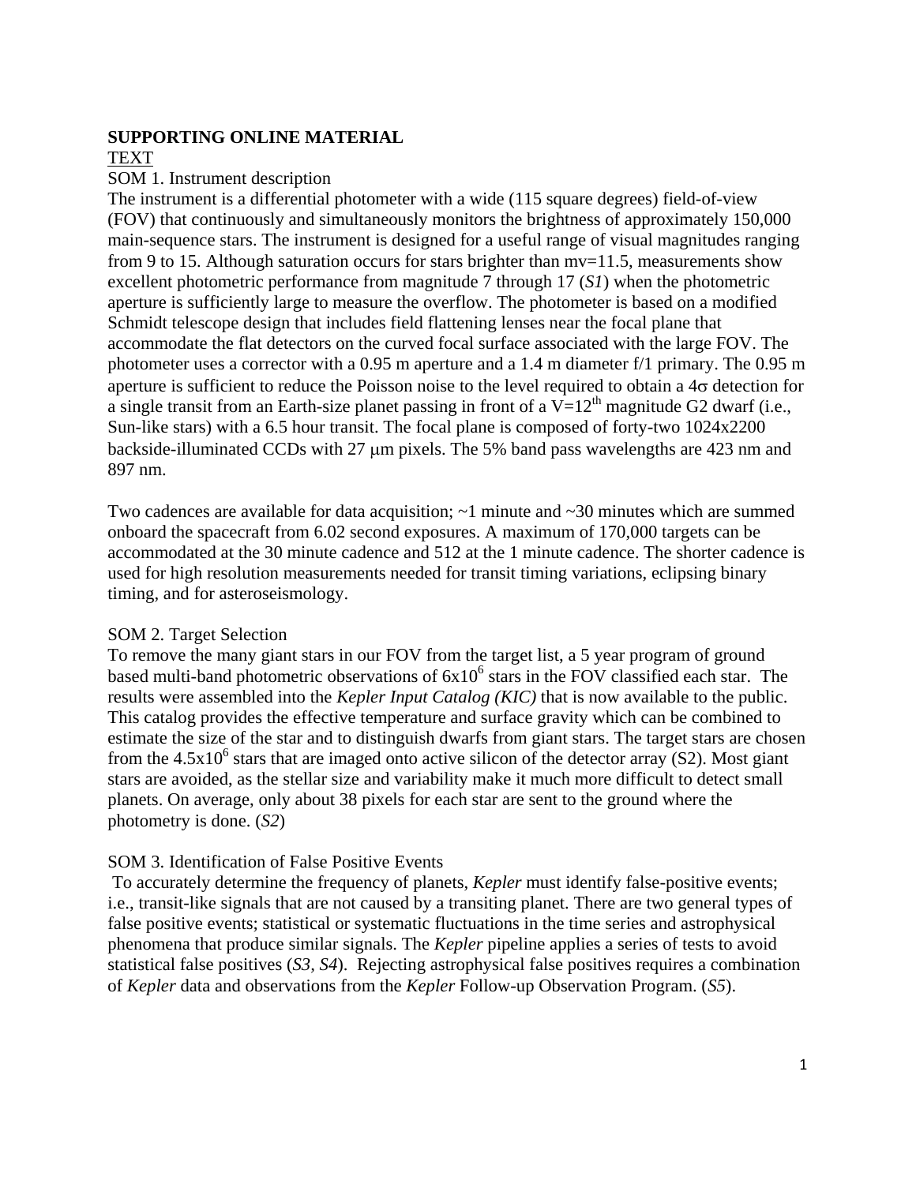**SUPPORTING ONLINE MATERIAL**

TEXT

SOM 1. Instrument description

The instrument is a differential photometer with a wide (115 square degrees) field-of-view (FOV) that continuously and simultaneously monitors the brightness of approximately 150,000 main-sequence stars. The instrument is designed for a useful range of visual magnitudes ranging from 9 to 15. Although saturation occurs for stars brighter than mv=11.5, measurements show excellent photometric performance from magnitude 7 through 17 (*S1*) when the photometric aperture is sufficiently large to measure the overflow. The photometer is based on a modified Schmidt telescope design that includes field flattening lenses near the focal plane that accommodate the flat detectors on the curved focal surface associated with the large FOV. The photometer uses a corrector with a 0.95 m aperture and a 1.4 m diameter f/1 primary. The 0.95 m aperture is sufficient to reduce the Poisson noise to the level required to obtain a $4\sigma$ detection for a single transit from an Earth-size planet passing in front of a V=12[th] magnitude G2 dwarf (i.e., Sun-like stars) with a 6.5 hour transit. The focal plane is composed of forty-two 1024x2200 backside-illuminated CCDs with 27 $\mu$m pixels. The 5% band pass wavelengths are 423 nm and 897 nm.

Two cadences are available for data acquisition; ~1 minute and ~30 minutes which are summed onboard the spacecraft from 6.02 second exposures. A maximum of 170,000 targets can be accommodated at the 30 minute cadence and 512 at the 1 minute cadence. The shorter cadence is used for high resolution measurements needed for transit timing variations, eclipsing binary timing, and for asteroseismology.

SOM 2. Target Selection

To remove the many giant stars in our FOV from the target list, a 5 year program of ground based multi-band photometric observations of $6 \times 10^6$ stars in the FOV classified each star. The results were assembled into the *Kepler Input Catalog (KIC)* that is now available to the public. This catalog provides the effective temperature and surface gravity which can be combined to estimate the size of the star and to distinguish dwarfs from giant stars. The target stars are chosen from the $4.5 \times 10^6$ stars that are imaged onto active silicon of the detector array (S2). Most giant stars are avoided, as the stellar size and variability make it much more difficult to detect small planets. On average, only about 38 pixels for each star are sent to the ground where the photometry is done. (*S2*)

SOM 3. Identification of False Positive Events

To accurately determine the frequency of planets, *Kepler* must identify false-positive events; i.e., transit-like signals that are not caused by a transiting planet. There are two general types of false positive events; statistical or systematic fluctuations in the time series and astrophysical phenomena that produce similar signals. The *Kepler* pipeline applies a series of tests to avoid statistical false positives (*S3, S4*). Rejecting astrophysical false positives requires a combination of *Kepler* data and observations from the *Kepler* Follow-up Observation Program. (*S5*).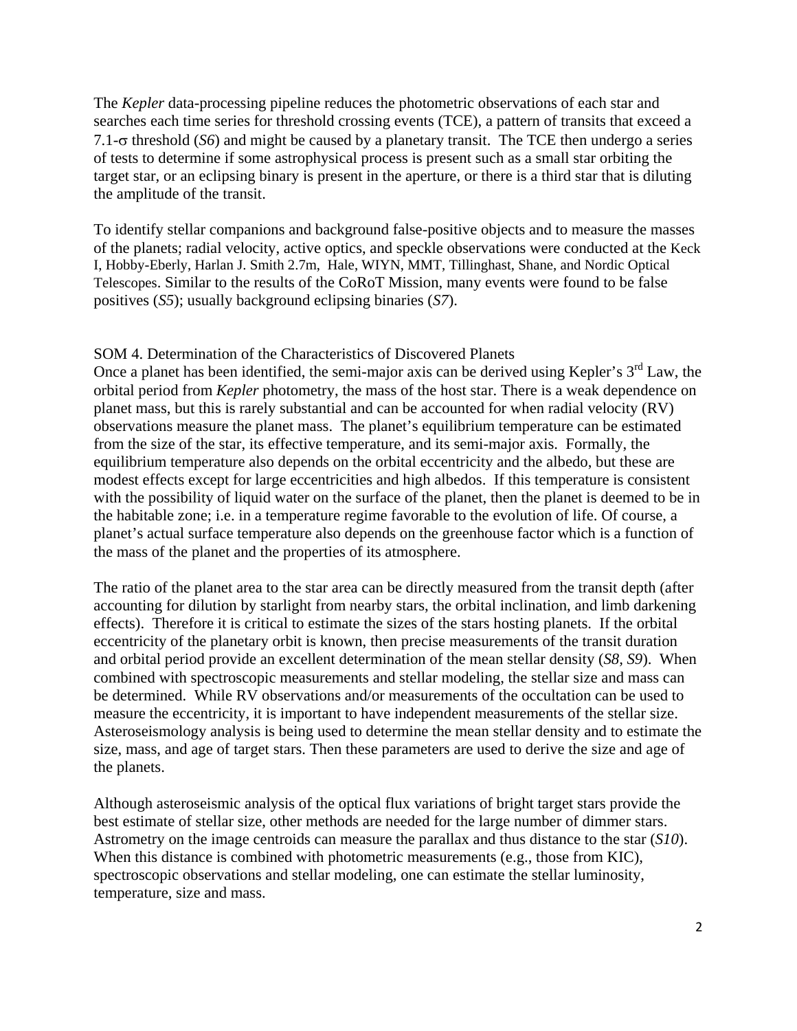The *Kepler* data-processing pipeline reduces the photometric observations of each star and searches each time series for threshold crossing events (TCE), a pattern of transits that exceed a 7.1-$\sigma$ threshold (*S6*) and might be caused by a planetary transit. The TCE then undergo a series of tests to determine if some astrophysical process is present such as a small star orbiting the target star, or an eclipsing binary is present in the aperture, or there is a third star that is diluting the amplitude of the transit.

To identify stellar companions and background false-positive objects and to measure the masses of the planets; radial velocity, active optics, and speckle observations were conducted at the Keck I, Hobby-Eberly, Harlan J. Smith 2.7m, Hale, WIYN, MMT, Tillinghast, Shane, and Nordic Optical Telescopes. Similar to the results of the CoRoT Mission, many events were found to be false positives (*S5*); usually background eclipsing binaries (*S7*).

SOM 4. Determination of the Characteristics of Discovered Planets

Once a planet has been identified, the semi-major axis can be derived using Kepler's 3rd Law, the orbital period from *Kepler* photometry, the mass of the host star. There is a weak dependence on planet mass, but this is rarely substantial and can be accounted for when radial velocity (RV) observations measure the planet mass. The planet's equilibrium temperature can be estimated from the size of the star, its effective temperature, and its semi-major axis. Formally, the equilibrium temperature also depends on the orbital eccentricity and the albedo, but these are modest effects except for large eccentricities and high albedos. If this temperature is consistent with the possibility of liquid water on the surface of the planet, then the planet is deemed to be in the habitable zone; i.e. in a temperature regime favorable to the evolution of life. Of course, a planet's actual surface temperature also depends on the greenhouse factor which is a function of the mass of the planet and the properties of its atmosphere.

The ratio of the planet area to the star area can be directly measured from the transit depth (after accounting for dilution by starlight from nearby stars, the orbital inclination, and limb darkening effects). Therefore it is critical to estimate the sizes of the stars hosting planets. If the orbital eccentricity of the planetary orbit is known, then precise measurements of the transit duration and orbital period provide an excellent determination of the mean stellar density (*S8, S9*). When combined with spectroscopic measurements and stellar modeling, the stellar size and mass can be determined. While RV observations and/or measurements of the occultation can be used to measure the eccentricity, it is important to have independent measurements of the stellar size. Asteroseismology analysis is being used to determine the mean stellar density and to estimate the size, mass, and age of target stars. Then these parameters are used to derive the size and age of the planets.

Although asteroseismic analysis of the optical flux variations of bright target stars provide the best estimate of stellar size, other methods are needed for the large number of dimmer stars. Astrometry on the image centroids can measure the parallax and thus distance to the star (*S10*). When this distance is combined with photometric measurements (e.g., those from KIC), spectroscopic observations and stellar modeling, one can estimate the stellar luminosity, temperature, size and mass.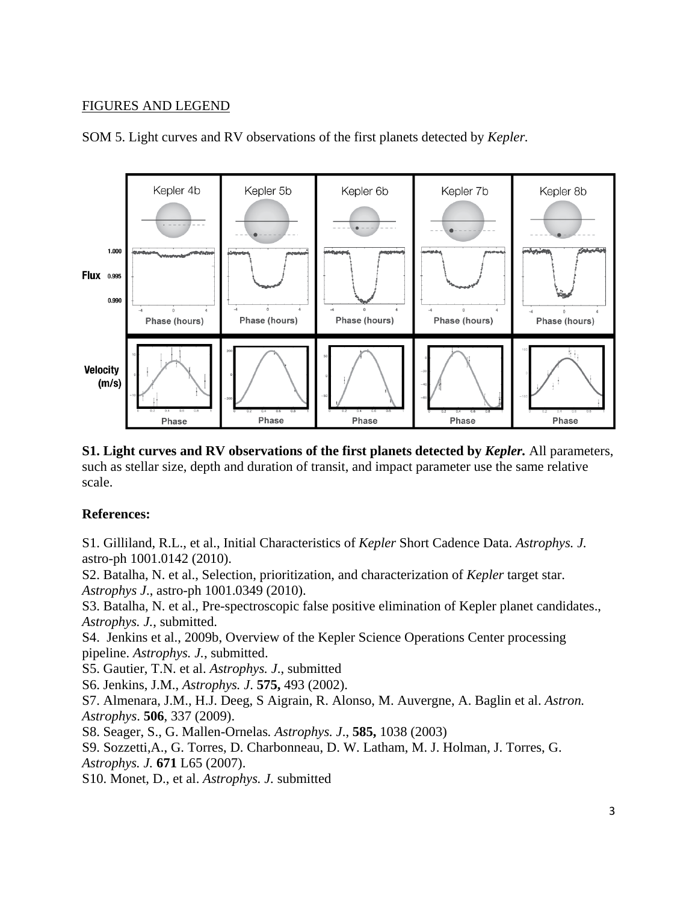FIGURES AND LEGEND

SOM 5. Light curves and RV observations of the first planets detected by *Kepler.*

Kepler 4b
Kepler 5b
Kepler 6b
Kepler 7b
Kepler 8b

Flux
1.000
0.995
0.990

Phase (hours)

Velocity (m/s)

Phase

**S1. Light curves and RV observations of the first planets detected by *Kepler.*** All parameters, such as stellar size, depth and duration of transit, and impact parameter use the same relative scale.

**References:**

S1. Gilliland, R.L., et al., Initial Characteristics of *Kepler* Short Cadence Data. *Astrophys. J.* astro-ph 1001.0142 (2010).
S2. Batalha, N. et al., Selection, prioritization, and characterization of *Kepler* target star. *Astrophys J*., astro-ph 1001.0349 (2010).
S3. Batalha, N. et al., Pre-spectroscopic false positive elimination of Kepler planet candidates., *Astrophys. J.*, submitted.
S4. Jenkins et al., 2009b, Overview of the Kepler Science Operations Center processing pipeline. *Astrophys. J.*, submitted.
S5. Gautier, T.N. et al. *Astrophys. J*., submitted
S6. Jenkins, J.M., *Astrophys. J*. **575,** 493 (2002).
S7. Almenara, J.M., H.J. Deeg, S Aigrain, R. Alonso, M. Auvergne, A. Baglin et al. *Astron. Astrophys*. **506**, 337 (2009).
S8. Seager, S., G. Mallen-Ornelas*. Astrophys. J*., **585,** 1038 (2003)
S9. Sozzetti,A., G. Torres, D. Charbonneau, D. W. Latham, M. J. Holman, J. Torres, G. *Astrophys. J.* **671** L65 (2007).
S10. Monet, D., et al. *Astrophys. J.* submitted